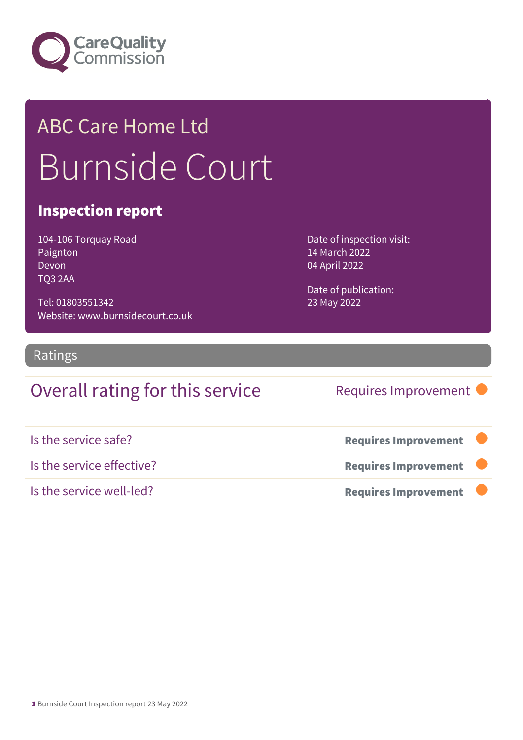Care Quality Commission

ABC Care Home Ltd

# Burnside Court

## Inspection report

104-106 Torquay Road
Paignton
Devon
TQ3 2AA

Tel: 01803551342
Website: www.burnsidecourt.co.uk

Date of inspection visit:
14 March 2022
04 April 2022

Date of publication:
23 May 2022

## Ratings

| Overall rating for this service | Requires Improvement |
|---|---|

| | |
|---|---|
| Is the service safe? | **Requires Improvement** |
| Is the service effective? | **Requires Improvement** |
| Is the service well-led? | **Requires Improvement** |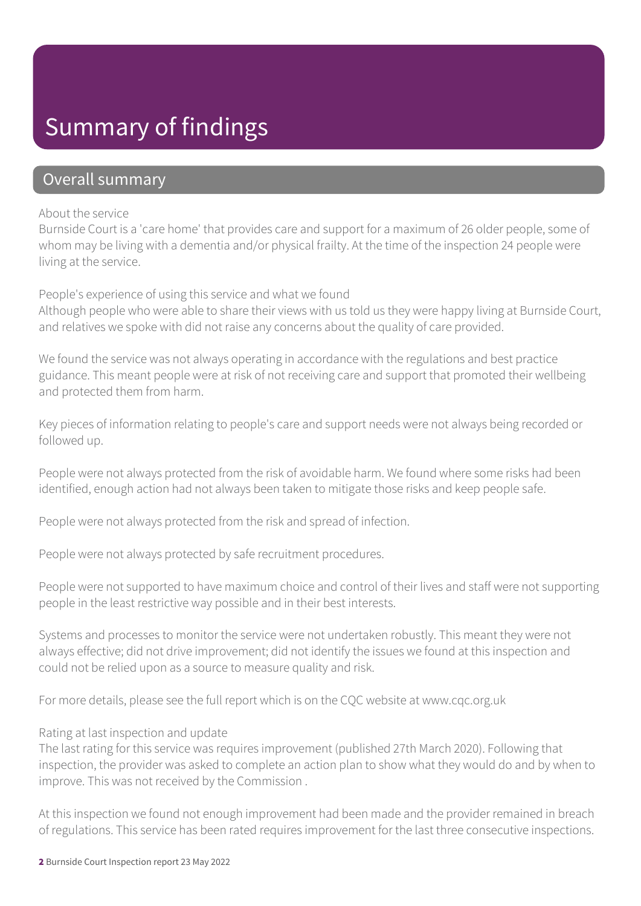# Summary of findings

## Overall summary

About the service

Burnside Court is a 'care home' that provides care and support for a maximum of 26 older people, some of whom may be living with a dementia and/or physical frailty. At the time of the inspection 24 people were living at the service.

People's experience of using this service and what we found

Although people who were able to share their views with us told us they were happy living at Burnside Court, and relatives we spoke with did not raise any concerns about the quality of care provided.

We found the service was not always operating in accordance with the regulations and best practice guidance. This meant people were at risk of not receiving care and support that promoted their wellbeing and protected them from harm.

Key pieces of information relating to people's care and support needs were not always being recorded or followed up.

People were not always protected from the risk of avoidable harm. We found where some risks had been identified, enough action had not always been taken to mitigate those risks and keep people safe.

People were not always protected from the risk and spread of infection.

People were not always protected by safe recruitment procedures.

People were not supported to have maximum choice and control of their lives and staff were not supporting people in the least restrictive way possible and in their best interests.

Systems and processes to monitor the service were not undertaken robustly. This meant they were not always effective; did not drive improvement; did not identify the issues we found at this inspection and could not be relied upon as a source to measure quality and risk.

For more details, please see the full report which is on the CQC website at www.cqc.org.uk

Rating at last inspection and update

The last rating for this service was requires improvement (published 27th March 2020). Following that inspection, the provider was asked to complete an action plan to show what they would do and by when to improve. This was not received by the Commission .

At this inspection we found not enough improvement had been made and the provider remained in breach of regulations. This service has been rated requires improvement for the last three consecutive inspections.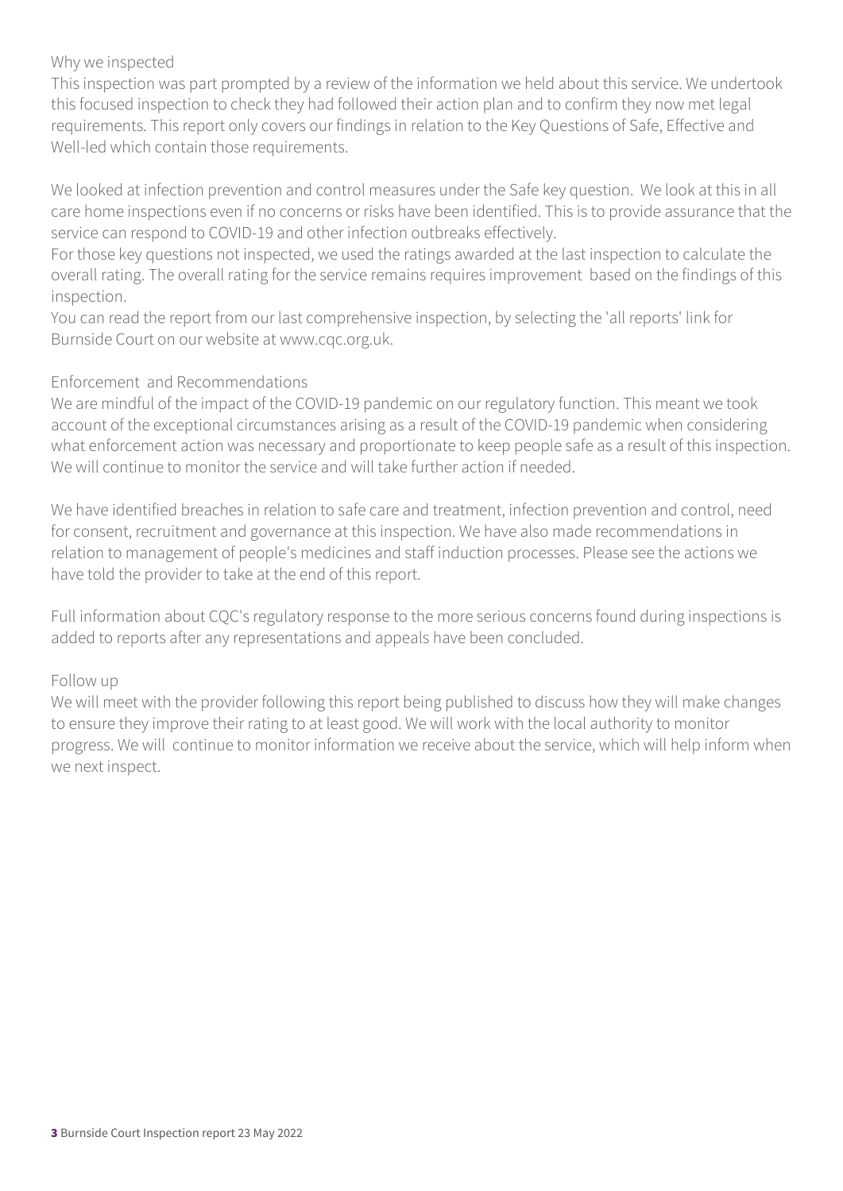### Why we inspected

This inspection was part prompted by a review of the information we held about this service. We undertook this focused inspection to check they had followed their action plan and to confirm they now met legal requirements. This report only covers our findings in relation to the Key Questions of Safe, Effective and Well-led which contain those requirements.

We looked at infection prevention and control measures under the Safe key question. We look at this in all care home inspections even if no concerns or risks have been identified. This is to provide assurance that the service can respond to COVID-19 and other infection outbreaks effectively.

For those key questions not inspected, we used the ratings awarded at the last inspection to calculate the overall rating. The overall rating for the service remains requires improvement based on the findings of this inspection.

You can read the report from our last comprehensive inspection, by selecting the 'all reports' link for Burnside Court on our website at www.cqc.org.uk.

### Enforcement and Recommendations

We are mindful of the impact of the COVID-19 pandemic on our regulatory function. This meant we took account of the exceptional circumstances arising as a result of the COVID-19 pandemic when considering what enforcement action was necessary and proportionate to keep people safe as a result of this inspection. We will continue to monitor the service and will take further action if needed.

We have identified breaches in relation to safe care and treatment, infection prevention and control, need for consent, recruitment and governance at this inspection. We have also made recommendations in relation to management of people's medicines and staff induction processes. Please see the actions we have told the provider to take at the end of this report.

Full information about CQC's regulatory response to the more serious concerns found during inspections is added to reports after any representations and appeals have been concluded.

### Follow up

We will meet with the provider following this report being published to discuss how they will make changes to ensure they improve their rating to at least good. We will work with the local authority to monitor progress. We will continue to monitor information we receive about the service, which will help inform when we next inspect.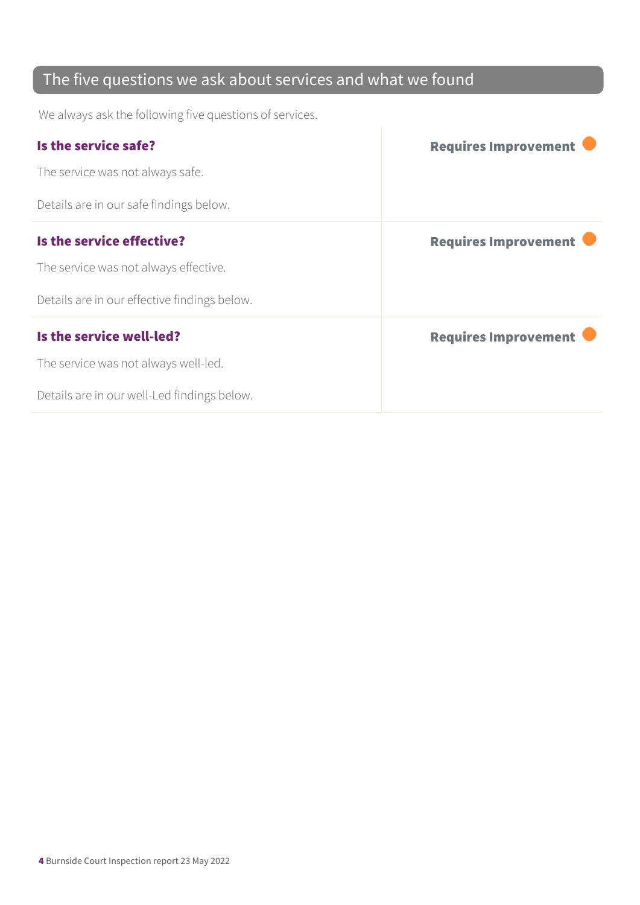## The five questions we ask about services and what we found

We always ask the following five questions of services.

| | |
|---|---|
| **Is the service safe?**<br><br>The service was not always safe.<br><br>Details are in our safe findings below. | **Requires Improvement** |
| **Is the service effective?**<br><br>The service was not always effective.<br><br>Details are in our effective findings below. | **Requires Improvement** |
| **Is the service well-led?**<br><br>The service was not always well-led.<br><br>Details are in our well-Led findings below. | **Requires Improvement** |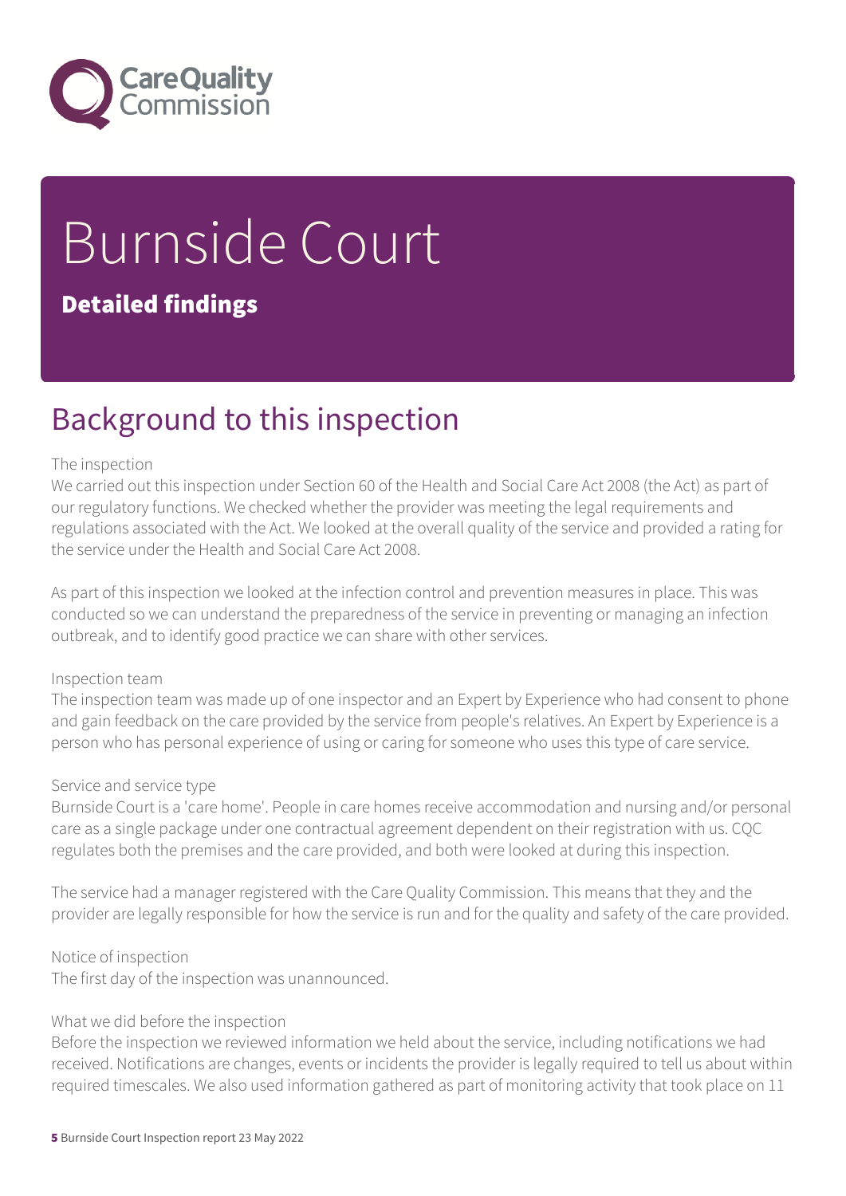# Burnside Court

**Detailed findings**

## Background to this inspection

The inspection

We carried out this inspection under Section 60 of the Health and Social Care Act 2008 (the Act) as part of our regulatory functions. We checked whether the provider was meeting the legal requirements and regulations associated with the Act. We looked at the overall quality of the service and provided a rating for the service under the Health and Social Care Act 2008.

As part of this inspection we looked at the infection control and prevention measures in place. This was conducted so we can understand the preparedness of the service in preventing or managing an infection outbreak, and to identify good practice we can share with other services.

Inspection team

The inspection team was made up of one inspector and an Expert by Experience who had consent to phone and gain feedback on the care provided by the service from people's relatives. An Expert by Experience is a person who has personal experience of using or caring for someone who uses this type of care service.

Service and service type

Burnside Court is a 'care home'. People in care homes receive accommodation and nursing and/or personal care as a single package under one contractual agreement dependent on their registration with us. CQC regulates both the premises and the care provided, and both were looked at during this inspection.

The service had a manager registered with the Care Quality Commission. This means that they and the provider are legally responsible for how the service is run and for the quality and safety of the care provided.

Notice of inspection

The first day of the inspection was unannounced.

What we did before the inspection

Before the inspection we reviewed information we held about the service, including notifications we had received. Notifications are changes, events or incidents the provider is legally required to tell us about within required timescales. We also used information gathered as part of monitoring activity that took place on 11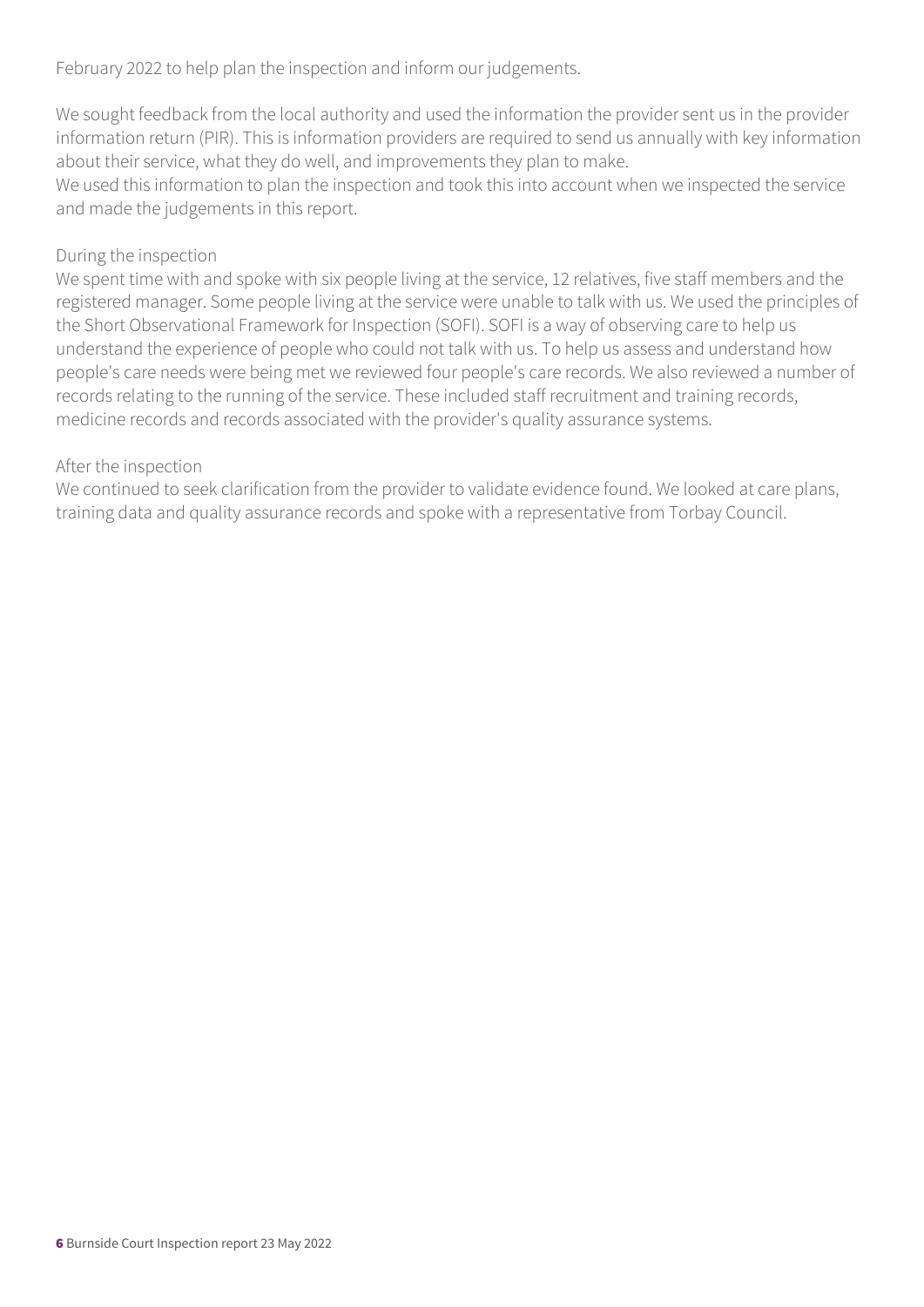February 2022 to help plan the inspection and inform our judgements.

We sought feedback from the local authority and used the information the provider sent us in the provider information return (PIR). This is information providers are required to send us annually with key information about their service, what they do well, and improvements they plan to make.
We used this information to plan the inspection and took this into account when we inspected the service and made the judgements in this report.

During the inspection
We spent time with and spoke with six people living at the service, 12 relatives, five staff members and the registered manager. Some people living at the service were unable to talk with us. We used the principles of the Short Observational Framework for Inspection (SOFI). SOFI is a way of observing care to help us understand the experience of people who could not talk with us. To help us assess and understand how people's care needs were being met we reviewed four people's care records. We also reviewed a number of records relating to the running of the service. These included staff recruitment and training records, medicine records and records associated with the provider's quality assurance systems.

After the inspection
We continued to seek clarification from the provider to validate evidence found. We looked at care plans, training data and quality assurance records and spoke with a representative from Torbay Council.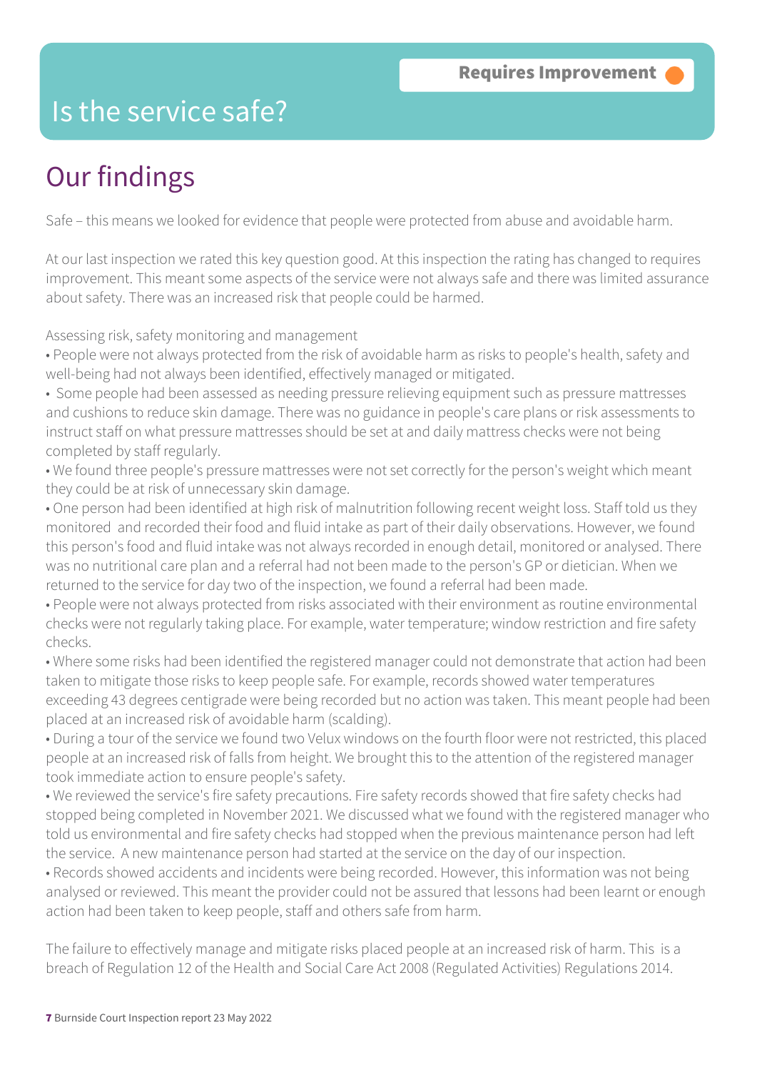Requires Improvement

# Is the service safe?

## Our findings

Safe – this means we looked for evidence that people were protected from abuse and avoidable harm.

At our last inspection we rated this key question good. At this inspection the rating has changed to requires improvement. This meant some aspects of the service were not always safe and there was limited assurance about safety. There was an increased risk that people could be harmed.

Assessing risk, safety monitoring and management

- People were not always protected from the risk of avoidable harm as risks to people's health, safety and well-being had not always been identified, effectively managed or mitigated.
- Some people had been assessed as needing pressure relieving equipment such as pressure mattresses and cushions to reduce skin damage. There was no guidance in people's care plans or risk assessments to instruct staff on what pressure mattresses should be set at and daily mattress checks were not being completed by staff regularly.
- We found three people's pressure mattresses were not set correctly for the person's weight which meant they could be at risk of unnecessary skin damage.
- One person had been identified at high risk of malnutrition following recent weight loss. Staff told us they monitored and recorded their food and fluid intake as part of their daily observations. However, we found this person's food and fluid intake was not always recorded in enough detail, monitored or analysed. There was no nutritional care plan and a referral had not been made to the person's GP or dietician. When we returned to the service for day two of the inspection, we found a referral had been made.
- People were not always protected from risks associated with their environment as routine environmental checks were not regularly taking place. For example, water temperature; window restriction and fire safety checks.
- Where some risks had been identified the registered manager could not demonstrate that action had been taken to mitigate those risks to keep people safe. For example, records showed water temperatures exceeding 43 degrees centigrade were being recorded but no action was taken. This meant people had been placed at an increased risk of avoidable harm (scalding).
- During a tour of the service we found two Velux windows on the fourth floor were not restricted, this placed people at an increased risk of falls from height. We brought this to the attention of the registered manager took immediate action to ensure people's safety.
- We reviewed the service's fire safety precautions. Fire safety records showed that fire safety checks had stopped being completed in November 2021. We discussed what we found with the registered manager who told us environmental and fire safety checks had stopped when the previous maintenance person had left the service. A new maintenance person had started at the service on the day of our inspection.
- Records showed accidents and incidents were being recorded. However, this information was not being analysed or reviewed. This meant the provider could not be assured that lessons had been learnt or enough action had been taken to keep people, staff and others safe from harm.

The failure to effectively manage and mitigate risks placed people at an increased risk of harm. This is a breach of Regulation 12 of the Health and Social Care Act 2008 (Regulated Activities) Regulations 2014.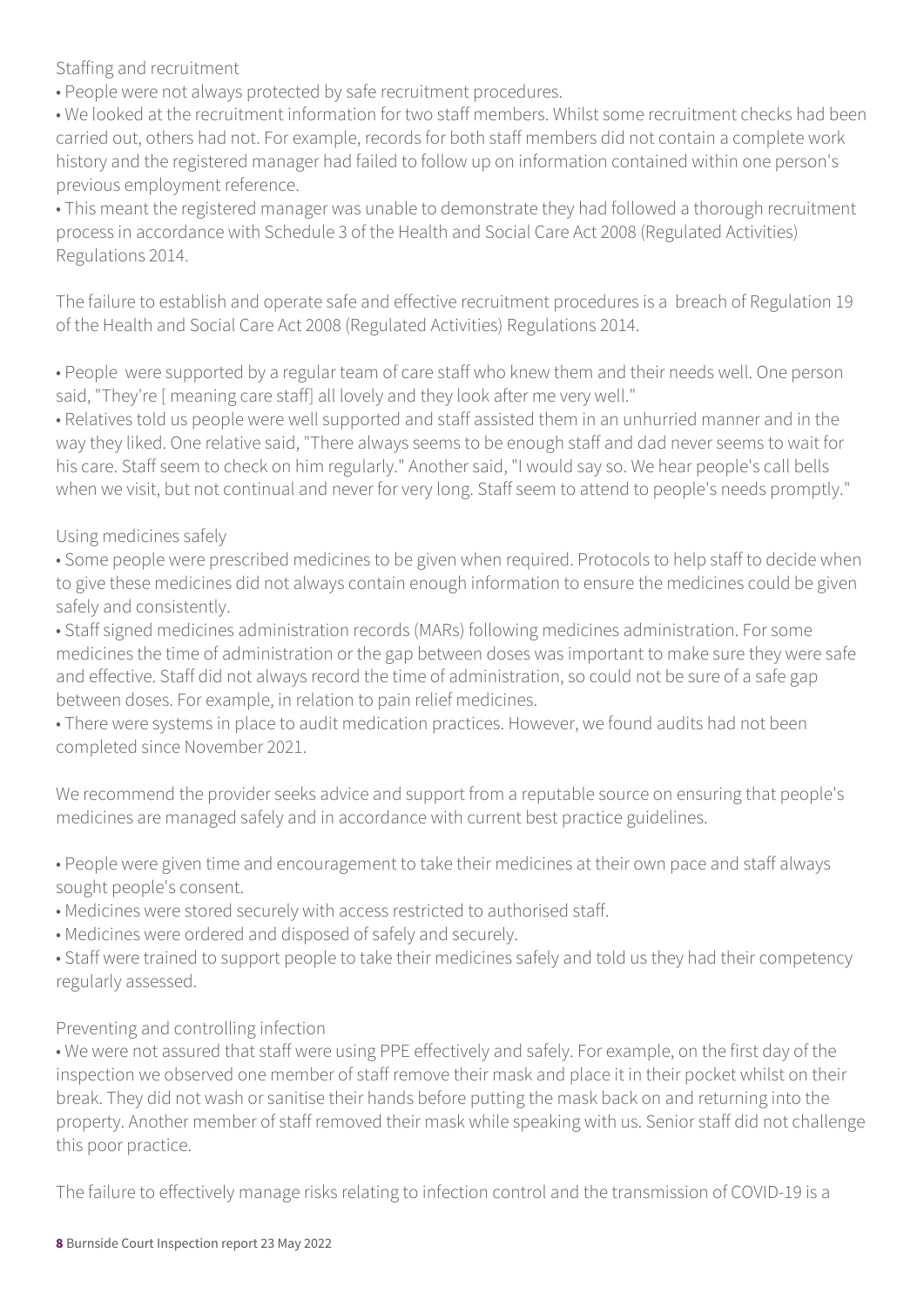### Staffing and recruitment

- People were not always protected by safe recruitment procedures.
- We looked at the recruitment information for two staff members. Whilst some recruitment checks had been carried out, others had not. For example, records for both staff members did not contain a complete work history and the registered manager had failed to follow up on information contained within one person's previous employment reference.
- This meant the registered manager was unable to demonstrate they had followed a thorough recruitment process in accordance with Schedule 3 of the Health and Social Care Act 2008 (Regulated Activities) Regulations 2014.

The failure to establish and operate safe and effective recruitment procedures is a breach of Regulation 19 of the Health and Social Care Act 2008 (Regulated Activities) Regulations 2014.

- People were supported by a regular team of care staff who knew them and their needs well. One person said, "They're [ meaning care staff] all lovely and they look after me very well."
- Relatives told us people were well supported and staff assisted them in an unhurried manner and in the way they liked. One relative said, "There always seems to be enough staff and dad never seems to wait for his care. Staff seem to check on him regularly." Another said, "I would say so. We hear people's call bells when we visit, but not continual and never for very long. Staff seem to attend to people's needs promptly."

### Using medicines safely

- Some people were prescribed medicines to be given when required. Protocols to help staff to decide when to give these medicines did not always contain enough information to ensure the medicines could be given safely and consistently.
- Staff signed medicines administration records (MARs) following medicines administration. For some medicines the time of administration or the gap between doses was important to make sure they were safe and effective. Staff did not always record the time of administration, so could not be sure of a safe gap between doses. For example, in relation to pain relief medicines.
- There were systems in place to audit medication practices. However, we found audits had not been completed since November 2021.

We recommend the provider seeks advice and support from a reputable source on ensuring that people's medicines are managed safely and in accordance with current best practice guidelines.

- People were given time and encouragement to take their medicines at their own pace and staff always sought people's consent.
- Medicines were stored securely with access restricted to authorised staff.
- Medicines were ordered and disposed of safely and securely.
- Staff were trained to support people to take their medicines safely and told us they had their competency regularly assessed.

### Preventing and controlling infection

- We were not assured that staff were using PPE effectively and safely. For example, on the first day of the inspection we observed one member of staff remove their mask and place it in their pocket whilst on their break. They did not wash or sanitise their hands before putting the mask back on and returning into the property. Another member of staff removed their mask while speaking with us. Senior staff did not challenge this poor practice.

The failure to effectively manage risks relating to infection control and the transmission of COVID-19 is a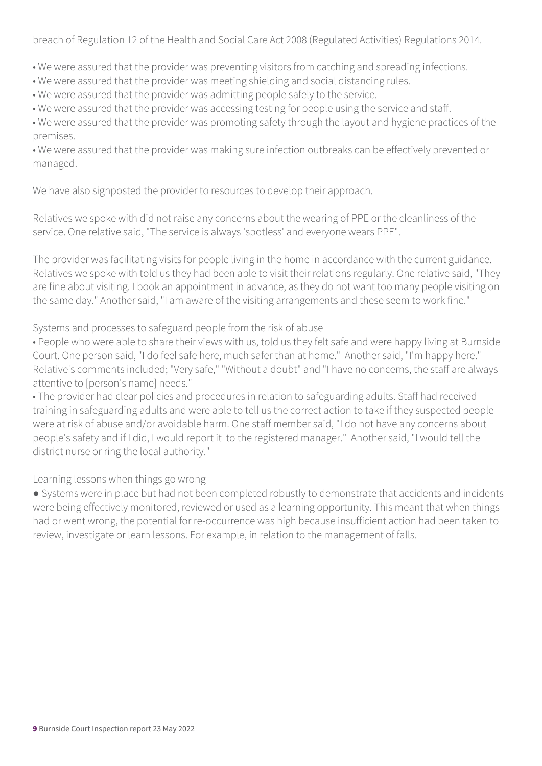breach of Regulation 12 of the Health and Social Care Act 2008 (Regulated Activities) Regulations 2014.

- We were assured that the provider was preventing visitors from catching and spreading infections.
- We were assured that the provider was meeting shielding and social distancing rules.
- We were assured that the provider was admitting people safely to the service.
- We were assured that the provider was accessing testing for people using the service and staff.
- We were assured that the provider was promoting safety through the layout and hygiene practices of the premises.
- We were assured that the provider was making sure infection outbreaks can be effectively prevented or managed.

We have also signposted the provider to resources to develop their approach.

Relatives we spoke with did not raise any concerns about the wearing of PPE or the cleanliness of the service. One relative said, "The service is always 'spotless' and everyone wears PPE".

The provider was facilitating visits for people living in the home in accordance with the current guidance. Relatives we spoke with told us they had been able to visit their relations regularly. One relative said, "They are fine about visiting. I book an appointment in advance, as they do not want too many people visiting on the same day." Another said, "I am aware of the visiting arrangements and these seem to work fine."

Systems and processes to safeguard people from the risk of abuse

- People who were able to share their views with us, told us they felt safe and were happy living at Burnside Court. One person said, "I do feel safe here, much safer than at home." Another said, "I'm happy here." Relative's comments included; "Very safe," "Without a doubt" and "I have no concerns, the staff are always attentive to [person's name] needs."
- The provider had clear policies and procedures in relation to safeguarding adults. Staff had received training in safeguarding adults and were able to tell us the correct action to take if they suspected people were at risk of abuse and/or avoidable harm. One staff member said, "I do not have any concerns about people's safety and if I did, I would report it to the registered manager." Another said, "I would tell the district nurse or ring the local authority."

Learning lessons when things go wrong

- Systems were in place but had not been completed robustly to demonstrate that accidents and incidents were being effectively monitored, reviewed or used as a learning opportunity. This meant that when things had or went wrong, the potential for re-occurrence was high because insufficient action had been taken to review, investigate or learn lessons. For example, in relation to the management of falls.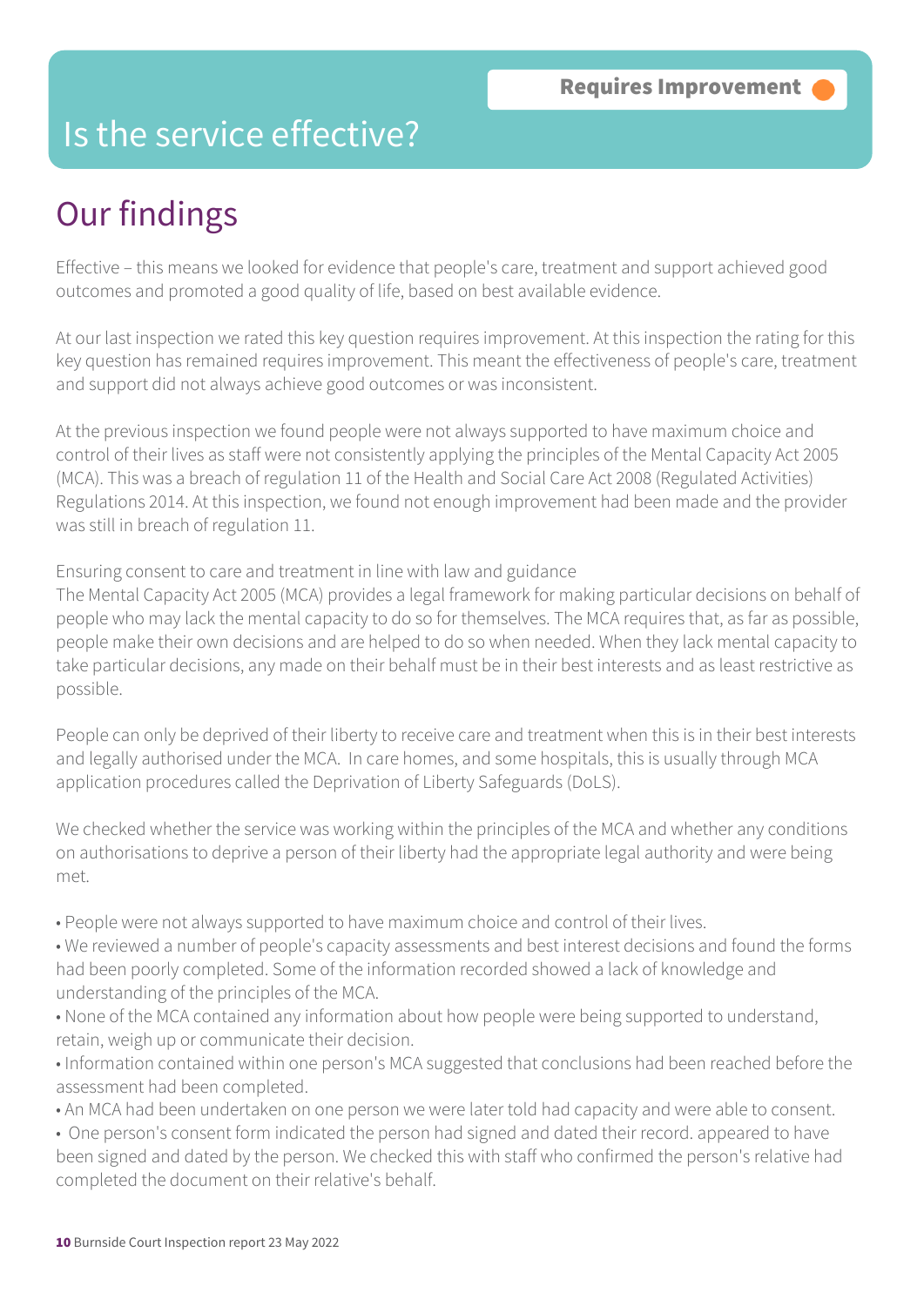Requires Improvement

# Is the service effective?

## Our findings

Effective – this means we looked for evidence that people's care, treatment and support achieved good outcomes and promoted a good quality of life, based on best available evidence.

At our last inspection we rated this key question requires improvement. At this inspection the rating for this key question has remained requires improvement. This meant the effectiveness of people's care, treatment and support did not always achieve good outcomes or was inconsistent.

At the previous inspection we found people were not always supported to have maximum choice and control of their lives as staff were not consistently applying the principles of the Mental Capacity Act 2005 (MCA). This was a breach of regulation 11 of the Health and Social Care Act 2008 (Regulated Activities) Regulations 2014. At this inspection, we found not enough improvement had been made and the provider was still in breach of regulation 11.

Ensuring consent to care and treatment in line with law and guidance

The Mental Capacity Act 2005 (MCA) provides a legal framework for making particular decisions on behalf of people who may lack the mental capacity to do so for themselves. The MCA requires that, as far as possible, people make their own decisions and are helped to do so when needed. When they lack mental capacity to take particular decisions, any made on their behalf must be in their best interests and as least restrictive as possible.

People can only be deprived of their liberty to receive care and treatment when this is in their best interests and legally authorised under the MCA. In care homes, and some hospitals, this is usually through MCA application procedures called the Deprivation of Liberty Safeguards (DoLS).

We checked whether the service was working within the principles of the MCA and whether any conditions on authorisations to deprive a person of their liberty had the appropriate legal authority and were being met.

- People were not always supported to have maximum choice and control of their lives.
- We reviewed a number of people's capacity assessments and best interest decisions and found the forms had been poorly completed. Some of the information recorded showed a lack of knowledge and understanding of the principles of the MCA.
- None of the MCA contained any information about how people were being supported to understand, retain, weigh up or communicate their decision.
- Information contained within one person's MCA suggested that conclusions had been reached before the assessment had been completed.
- An MCA had been undertaken on one person we were later told had capacity and were able to consent.
- One person's consent form indicated the person had signed and dated their record. appeared to have been signed and dated by the person. We checked this with staff who confirmed the person's relative had completed the document on their relative's behalf.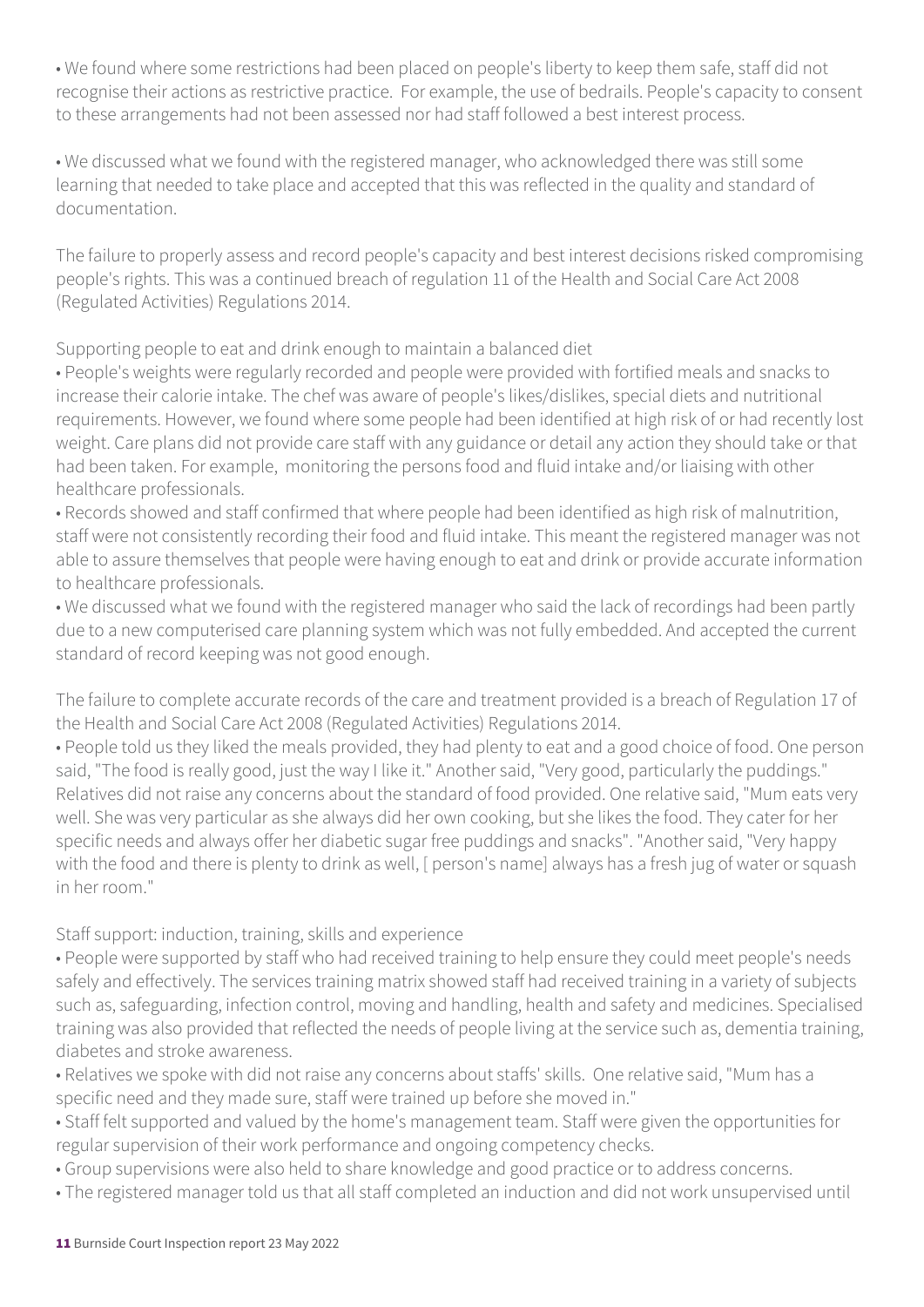- We found where some restrictions had been placed on people's liberty to keep them safe, staff did not recognise their actions as restrictive practice. For example, the use of bedrails. People's capacity to consent to these arrangements had not been assessed nor had staff followed a best interest process.

- We discussed what we found with the registered manager, who acknowledged there was still some learning that needed to take place and accepted that this was reflected in the quality and standard of documentation.

The failure to properly assess and record people's capacity and best interest decisions risked compromising people's rights. This was a continued breach of regulation 11 of the Health and Social Care Act 2008 (Regulated Activities) Regulations 2014.

Supporting people to eat and drink enough to maintain a balanced diet

- People's weights were regularly recorded and people were provided with fortified meals and snacks to increase their calorie intake. The chef was aware of people's likes/dislikes, special diets and nutritional requirements. However, we found where some people had been identified at high risk of or had recently lost weight. Care plans did not provide care staff with any guidance or detail any action they should take or that had been taken. For example, monitoring the persons food and fluid intake and/or liaising with other healthcare professionals.
- Records showed and staff confirmed that where people had been identified as high risk of malnutrition, staff were not consistently recording their food and fluid intake. This meant the registered manager was not able to assure themselves that people were having enough to eat and drink or provide accurate information to healthcare professionals.
- We discussed what we found with the registered manager who said the lack of recordings had been partly due to a new computerised care planning system which was not fully embedded. And accepted the current standard of record keeping was not good enough.

The failure to complete accurate records of the care and treatment provided is a breach of Regulation 17 of the Health and Social Care Act 2008 (Regulated Activities) Regulations 2014.

- People told us they liked the meals provided, they had plenty to eat and a good choice of food. One person said, "The food is really good, just the way I like it." Another said, "Very good, particularly the puddings." Relatives did not raise any concerns about the standard of food provided. One relative said, "Mum eats very well. She was very particular as she always did her own cooking, but she likes the food. They cater for her specific needs and always offer her diabetic sugar free puddings and snacks". "Another said, "Very happy with the food and there is plenty to drink as well, [ person's name] always has a fresh jug of water or squash in her room."

Staff support: induction, training, skills and experience

- People were supported by staff who had received training to help ensure they could meet people's needs safely and effectively. The services training matrix showed staff had received training in a variety of subjects such as, safeguarding, infection control, moving and handling, health and safety and medicines. Specialised training was also provided that reflected the needs of people living at the service such as, dementia training, diabetes and stroke awareness.
- Relatives we spoke with did not raise any concerns about staffs' skills. One relative said, "Mum has a specific need and they made sure, staff were trained up before she moved in."
- Staff felt supported and valued by the home's management team. Staff were given the opportunities for regular supervision of their work performance and ongoing competency checks.
- Group supervisions were also held to share knowledge and good practice or to address concerns.
- The registered manager told us that all staff completed an induction and did not work unsupervised until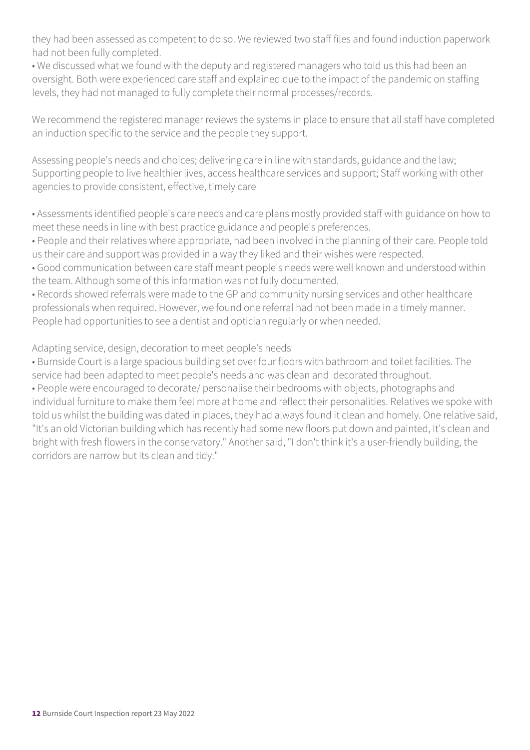they had been assessed as competent to do so. We reviewed two staff files and found induction paperwork had not been fully completed.

- We discussed what we found with the deputy and registered managers who told us this had been an oversight. Both were experienced care staff and explained due to the impact of the pandemic on staffing levels, they had not managed to fully complete their normal processes/records.

We recommend the registered manager reviews the systems in place to ensure that all staff have completed an induction specific to the service and the people they support.

Assessing people's needs and choices; delivering care in line with standards, guidance and the law; Supporting people to live healthier lives, access healthcare services and support; Staff working with other agencies to provide consistent, effective, timely care

- Assessments identified people's care needs and care plans mostly provided staff with guidance on how to meet these needs in line with best practice guidance and people's preferences.
- People and their relatives where appropriate, had been involved in the planning of their care. People told us their care and support was provided in a way they liked and their wishes were respected.
- Good communication between care staff meant people's needs were well known and understood within the team. Although some of this information was not fully documented.
- Records showed referrals were made to the GP and community nursing services and other healthcare professionals when required. However, we found one referral had not been made in a timely manner. People had opportunities to see a dentist and optician regularly or when needed.

Adapting service, design, decoration to meet people's needs

- Burnside Court is a large spacious building set over four floors with bathroom and toilet facilities. The service had been adapted to meet people's needs and was clean and decorated throughout.
- People were encouraged to decorate/ personalise their bedrooms with objects, photographs and individual furniture to make them feel more at home and reflect their personalities. Relatives we spoke with told us whilst the building was dated in places, they had always found it clean and homely. One relative said, "It's an old Victorian building which has recently had some new floors put down and painted, It's clean and bright with fresh flowers in the conservatory." Another said, "I don't think it's a user-friendly building, the corridors are narrow but its clean and tidy."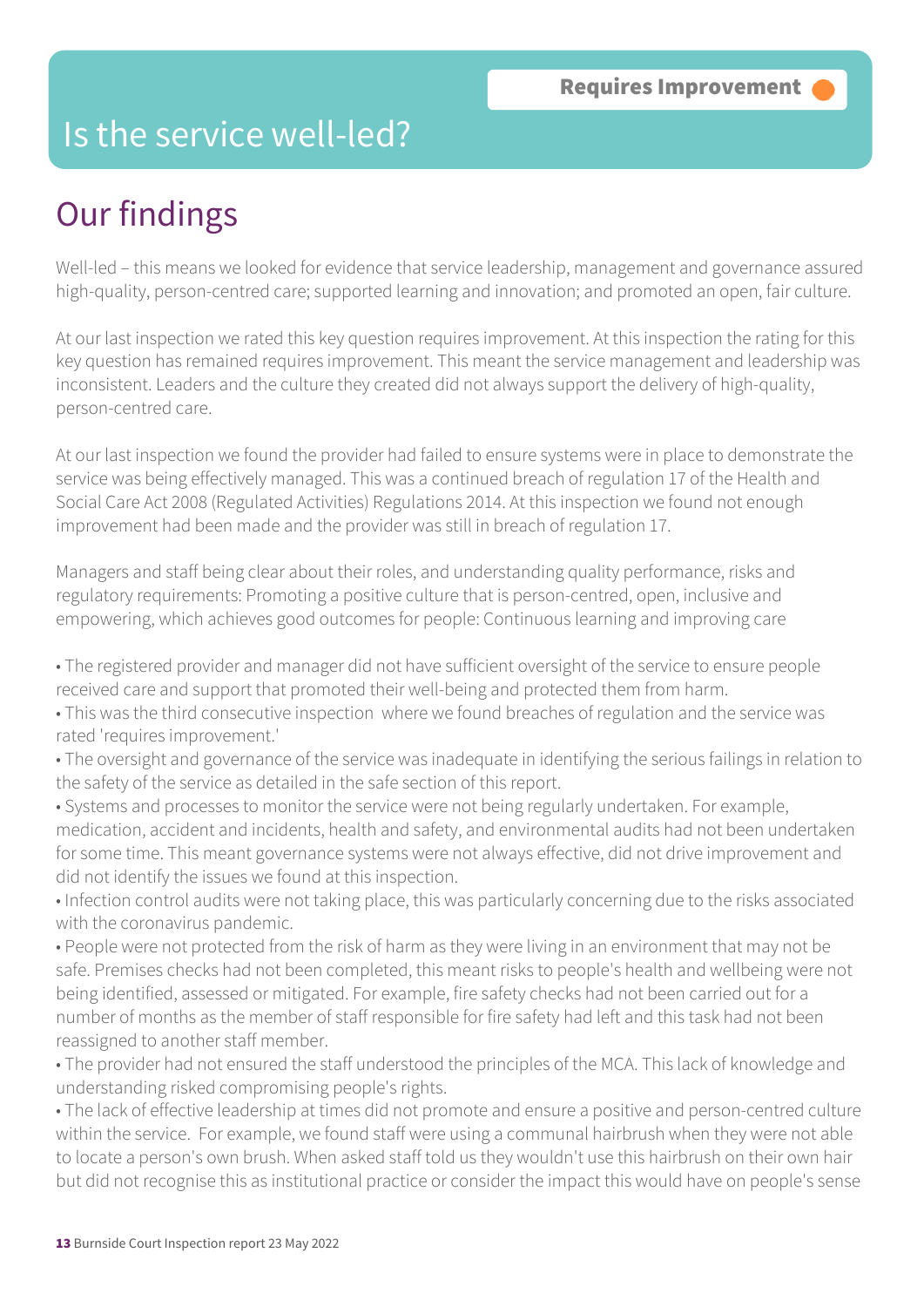**Requires Improvement**

# Is the service well-led?

## Our findings

Well-led – this means we looked for evidence that service leadership, management and governance assured high-quality, person-centred care; supported learning and innovation; and promoted an open, fair culture.

At our last inspection we rated this key question requires improvement. At this inspection the rating for this key question has remained requires improvement. This meant the service management and leadership was inconsistent. Leaders and the culture they created did not always support the delivery of high-quality, person-centred care.

At our last inspection we found the provider had failed to ensure systems were in place to demonstrate the service was being effectively managed. This was a continued breach of regulation 17 of the Health and Social Care Act 2008 (Regulated Activities) Regulations 2014. At this inspection we found not enough improvement had been made and the provider was still in breach of regulation 17.

Managers and staff being clear about their roles, and understanding quality performance, risks and regulatory requirements: Promoting a positive culture that is person-centred, open, inclusive and empowering, which achieves good outcomes for people: Continuous learning and improving care

- The registered provider and manager did not have sufficient oversight of the service to ensure people received care and support that promoted their well-being and protected them from harm.
- This was the third consecutive inspection where we found breaches of regulation and the service was rated 'requires improvement.'
- The oversight and governance of the service was inadequate in identifying the serious failings in relation to the safety of the service as detailed in the safe section of this report.
- Systems and processes to monitor the service were not being regularly undertaken. For example, medication, accident and incidents, health and safety, and environmental audits had not been undertaken for some time. This meant governance systems were not always effective, did not drive improvement and did not identify the issues we found at this inspection.
- Infection control audits were not taking place, this was particularly concerning due to the risks associated with the coronavirus pandemic.
- People were not protected from the risk of harm as they were living in an environment that may not be safe. Premises checks had not been completed, this meant risks to people's health and wellbeing were not being identified, assessed or mitigated. For example, fire safety checks had not been carried out for a number of months as the member of staff responsible for fire safety had left and this task had not been reassigned to another staff member.
- The provider had not ensured the staff understood the principles of the MCA. This lack of knowledge and understanding risked compromising people's rights.
- The lack of effective leadership at times did not promote and ensure a positive and person-centred culture within the service. For example, we found staff were using a communal hairbrush when they were not able to locate a person's own brush. When asked staff told us they wouldn't use this hairbrush on their own hair but did not recognise this as institutional practice or consider the impact this would have on people's sense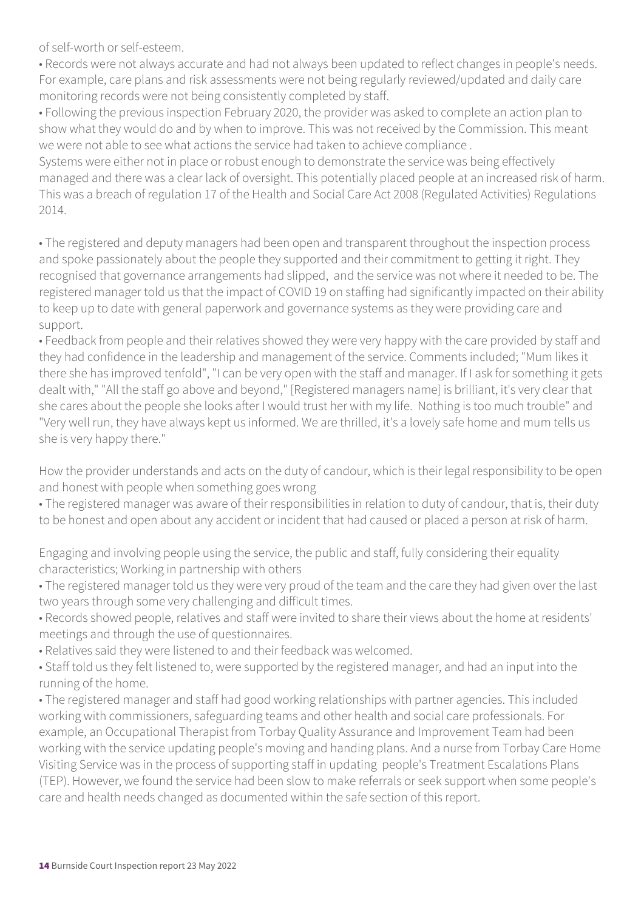of self-worth or self-esteem.

• Records were not always accurate and had not always been updated to reflect changes in people's needs. For example, care plans and risk assessments were not being regularly reviewed/updated and daily care monitoring records were not being consistently completed by staff.

• Following the previous inspection February 2020, the provider was asked to complete an action plan to show what they would do and by when to improve. This was not received by the Commission. This meant we were not able to see what actions the service had taken to achieve compliance .

Systems were either not in place or robust enough to demonstrate the service was being effectively managed and there was a clear lack of oversight. This potentially placed people at an increased risk of harm. This was a breach of regulation 17 of the Health and Social Care Act 2008 (Regulated Activities) Regulations 2014.

• The registered and deputy managers had been open and transparent throughout the inspection process and spoke passionately about the people they supported and their commitment to getting it right. They recognised that governance arrangements had slipped, and the service was not where it needed to be. The registered manager told us that the impact of COVID 19 on staffing had significantly impacted on their ability to keep up to date with general paperwork and governance systems as they were providing care and support.

• Feedback from people and their relatives showed they were very happy with the care provided by staff and they had confidence in the leadership and management of the service. Comments included; "Mum likes it there she has improved tenfold", "I can be very open with the staff and manager. If I ask for something it gets dealt with," "All the staff go above and beyond," [Registered managers name] is brilliant, it's very clear that she cares about the people she looks after I would trust her with my life. Nothing is too much trouble" and "Very well run, they have always kept us informed. We are thrilled, it's a lovely safe home and mum tells us she is very happy there."

How the provider understands and acts on the duty of candour, which is their legal responsibility to be open and honest with people when something goes wrong

• The registered manager was aware of their responsibilities in relation to duty of candour, that is, their duty to be honest and open about any accident or incident that had caused or placed a person at risk of harm.

Engaging and involving people using the service, the public and staff, fully considering their equality characteristics; Working in partnership with others

• The registered manager told us they were very proud of the team and the care they had given over the last two years through some very challenging and difficult times.

• Records showed people, relatives and staff were invited to share their views about the home at residents' meetings and through the use of questionnaires.

• Relatives said they were listened to and their feedback was welcomed.

• Staff told us they felt listened to, were supported by the registered manager, and had an input into the running of the home.

• The registered manager and staff had good working relationships with partner agencies. This included working with commissioners, safeguarding teams and other health and social care professionals. For example, an Occupational Therapist from Torbay Quality Assurance and Improvement Team had been working with the service updating people's moving and handing plans. And a nurse from Torbay Care Home Visiting Service was in the process of supporting staff in updating people's Treatment Escalations Plans (TEP). However, we found the service had been slow to make referrals or seek support when some people's care and health needs changed as documented within the safe section of this report.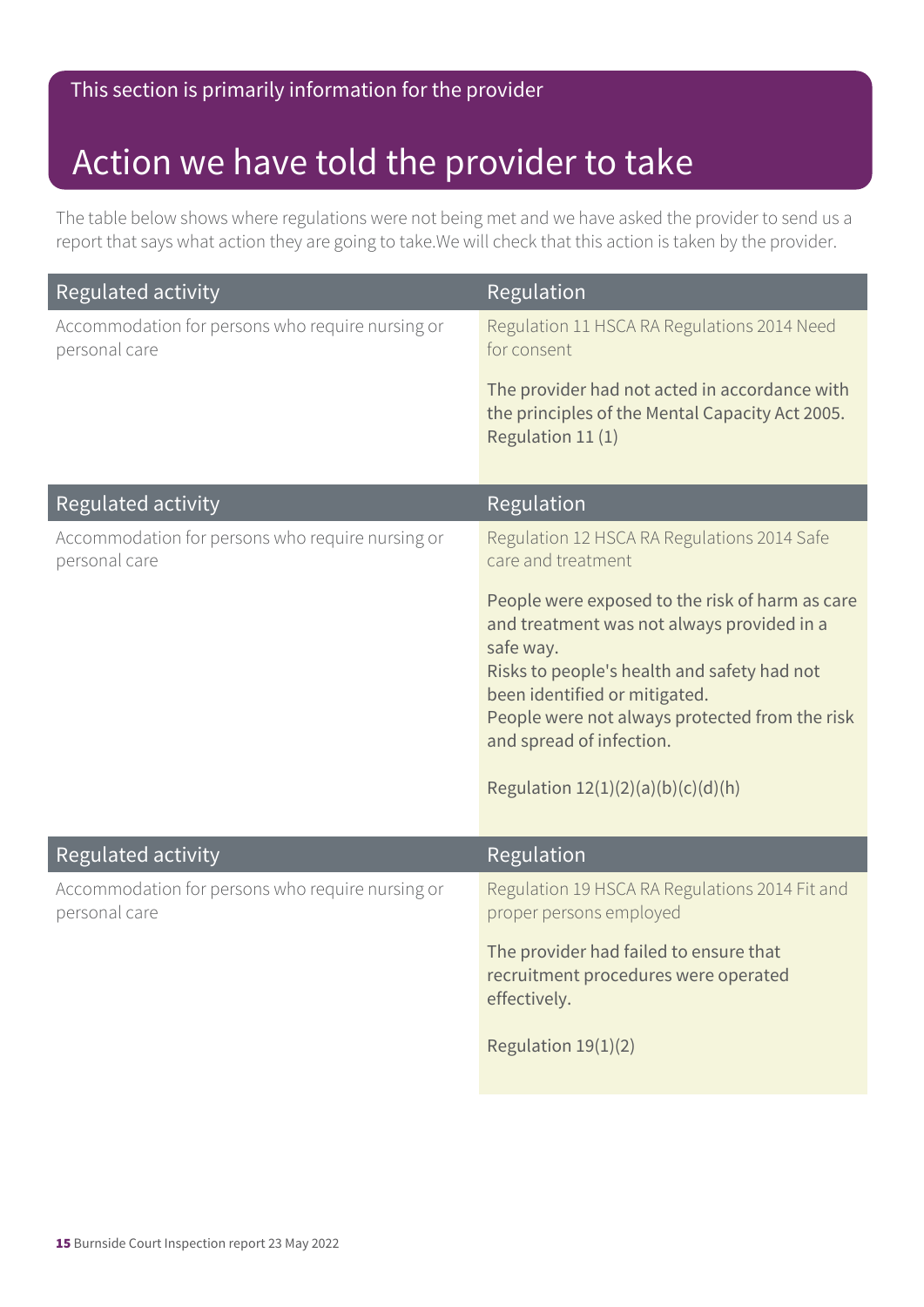This section is primarily information for the provider

# Action we have told the provider to take

The table below shows where regulations were not being met and we have asked the provider to send us a report that says what action they are going to take.We will check that this action is taken by the provider.

| Regulated activity | Regulation |
| --- | --- |
| Accommodation for persons who require nursing or personal care | Regulation 11 HSCA RA Regulations 2014 Need for consent<br><br>The provider had not acted in accordance with the principles of the Mental Capacity Act 2005. Regulation 11 (1) |

| Regulated activity | Regulation |
| --- | --- |
| Accommodation for persons who require nursing or personal care | Regulation 12 HSCA RA Regulations 2014 Safe care and treatment<br><br>People were exposed to the risk of harm as care and treatment was not always provided in a safe way.<br>Risks to people's health and safety had not been identified or mitigated.<br>People were not always protected from the risk and spread of infection.<br><br>Regulation 12(1)(2)(a)(b)(c)(d)(h) |

| Regulated activity | Regulation |
| --- | --- |
| Accommodation for persons who require nursing or personal care | Regulation 19 HSCA RA Regulations 2014 Fit and proper persons employed<br><br>The provider had failed to ensure that recruitment procedures were operated effectively.<br><br>Regulation 19(1)(2) |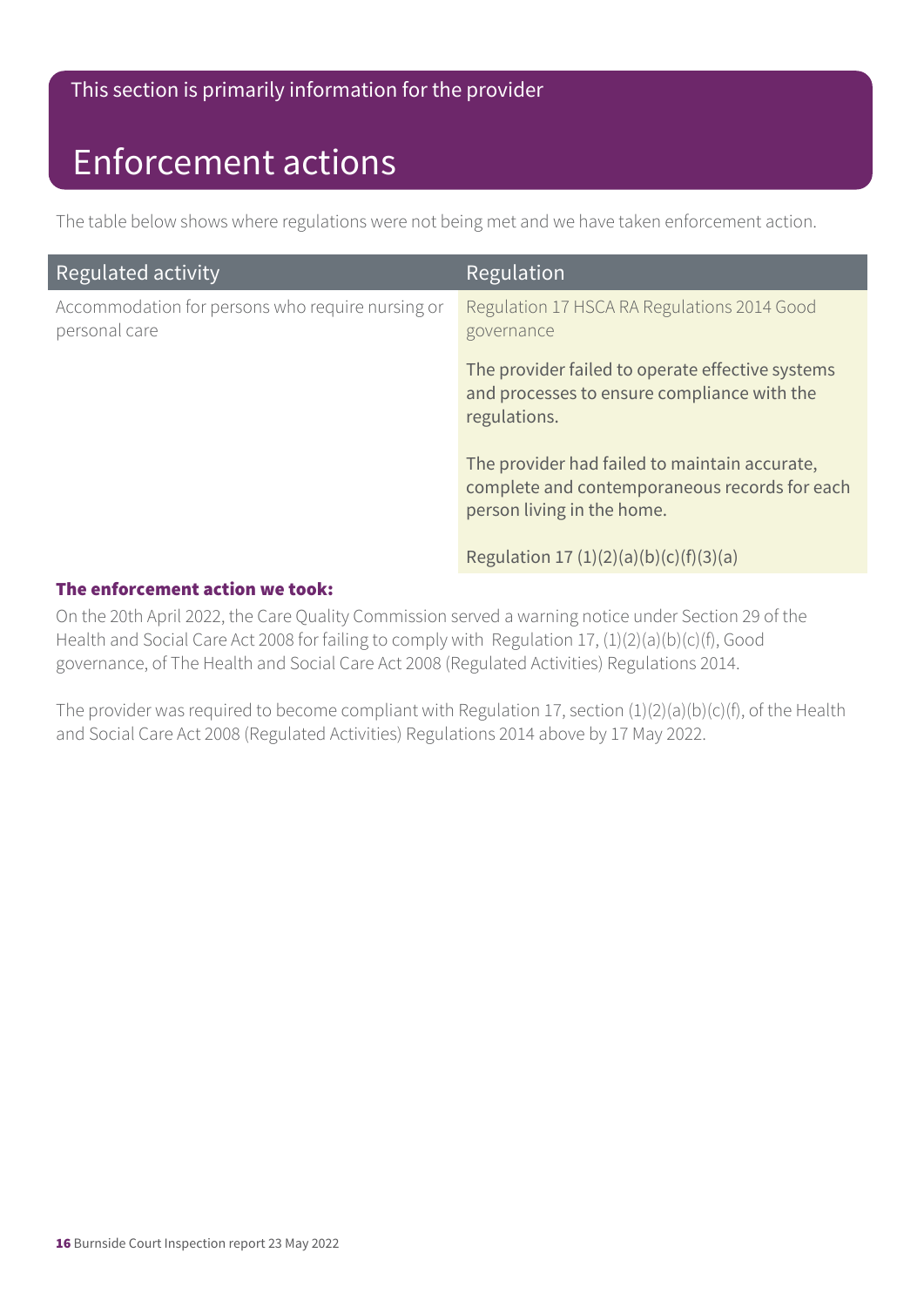This section is primarily information for the provider

# Enforcement actions

The table below shows where regulations were not being met and we have taken enforcement action.

| Regulated activity | Regulation |
|---|---|
| Accommodation for persons who require nursing or personal care | Regulation 17 HSCA RA Regulations 2014 Good governance<br><br>The provider failed to operate effective systems and processes to ensure compliance with the regulations.<br><br>The provider had failed to maintain accurate, complete and contemporaneous records for each person living in the home.<br><br>Regulation 17 (1)(2)(a)(b)(c)(f)(3)(a) |

**The enforcement action we took:**

On the 20th April 2022, the Care Quality Commission served a warning notice under Section 29 of the Health and Social Care Act 2008 for failing to comply with Regulation 17, (1)(2)(a)(b)(c)(f), Good governance, of The Health and Social Care Act 2008 (Regulated Activities) Regulations 2014.

The provider was required to become compliant with Regulation 17, section (1)(2)(a)(b)(c)(f), of the Health and Social Care Act 2008 (Regulated Activities) Regulations 2014 above by 17 May 2022.